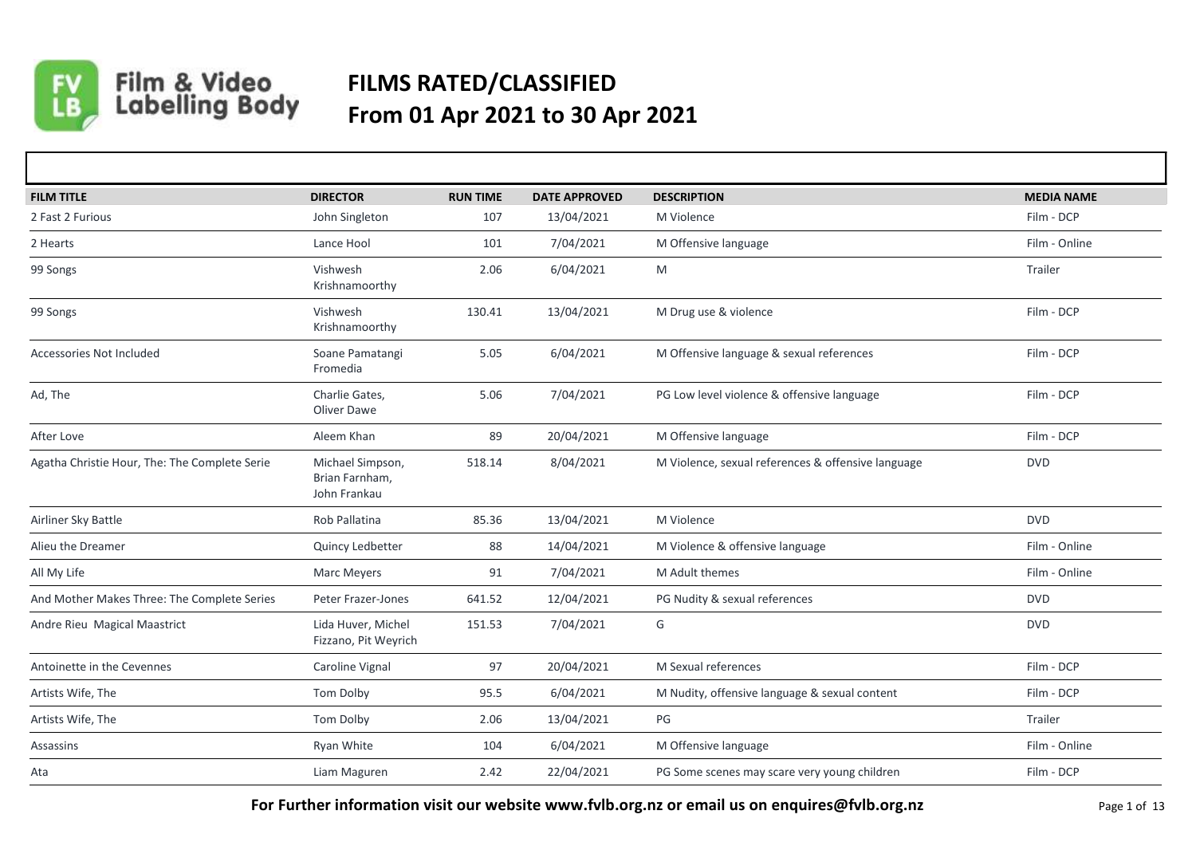# FILMS RATED/CLASSIFIED
# From 01 Apr 2021 to 30 Apr 2021

| FILM TITLE | DIRECTOR | RUN TIME | DATE APPROVED | DESCRIPTION | MEDIA NAME |
|---|---|---|---|---|---|
| 2 Fast 2 Furious | John Singleton | 107 | 13/04/2021 | M Violence | Film - DCP |
| 2 Hearts | Lance Hool | 101 | 7/04/2021 | M Offensive language | Film - Online |
| 99 Songs | Vishwesh Krishnamoorthy | 2.06 | 6/04/2021 | M | Trailer |
| 99 Songs | Vishwesh Krishnamoorthy | 130.41 | 13/04/2021 | M Drug use & violence | Film - DCP |
| Accessories Not Included | Soane Pamatangi Fromedia | 5.05 | 6/04/2021 | M Offensive language & sexual references | Film - DCP |
| Ad, The | Charlie Gates, Oliver Dawe | 5.06 | 7/04/2021 | PG Low level violence & offensive language | Film - DCP |
| After Love | Aleem Khan | 89 | 20/04/2021 | M Offensive language | Film - DCP |
| Agatha Christie Hour, The: The Complete Serie | Michael Simpson, Brian Farnham, John Frankau | 518.14 | 8/04/2021 | M Violence, sexual references & offensive language | DVD |
| Airliner Sky Battle | Rob Pallatina | 85.36 | 13/04/2021 | M Violence | DVD |
| Alieu the Dreamer | Quincy Ledbetter | 88 | 14/04/2021 | M Violence & offensive language | Film - Online |
| All My Life | Marc Meyers | 91 | 7/04/2021 | M Adult themes | Film - Online |
| And Mother Makes Three: The Complete Series | Peter Frazer-Jones | 641.52 | 12/04/2021 | PG Nudity & sexual references | DVD |
| Andre Rieu Magical Maastrict | Lida Huver, Michel Fizzano, Pit Weyrich | 151.53 | 7/04/2021 | G | DVD |
| Antoinette in the Cevennes | Caroline Vignal | 97 | 20/04/2021 | M Sexual references | Film - DCP |
| Artists Wife, The | Tom Dolby | 95.5 | 6/04/2021 | M Nudity, offensive language & sexual content | Film - DCP |
| Artists Wife, The | Tom Dolby | 2.06 | 13/04/2021 | PG | Trailer |
| Assassins | Ryan White | 104 | 6/04/2021 | M Offensive language | Film - Online |
| Ata | Liam Maguren | 2.42 | 22/04/2021 | PG Some scenes may scare very young children | Film - DCP |

**For Further information visit our website www.fvlb.org.nz or email us on enquires@fvlb.org.nz**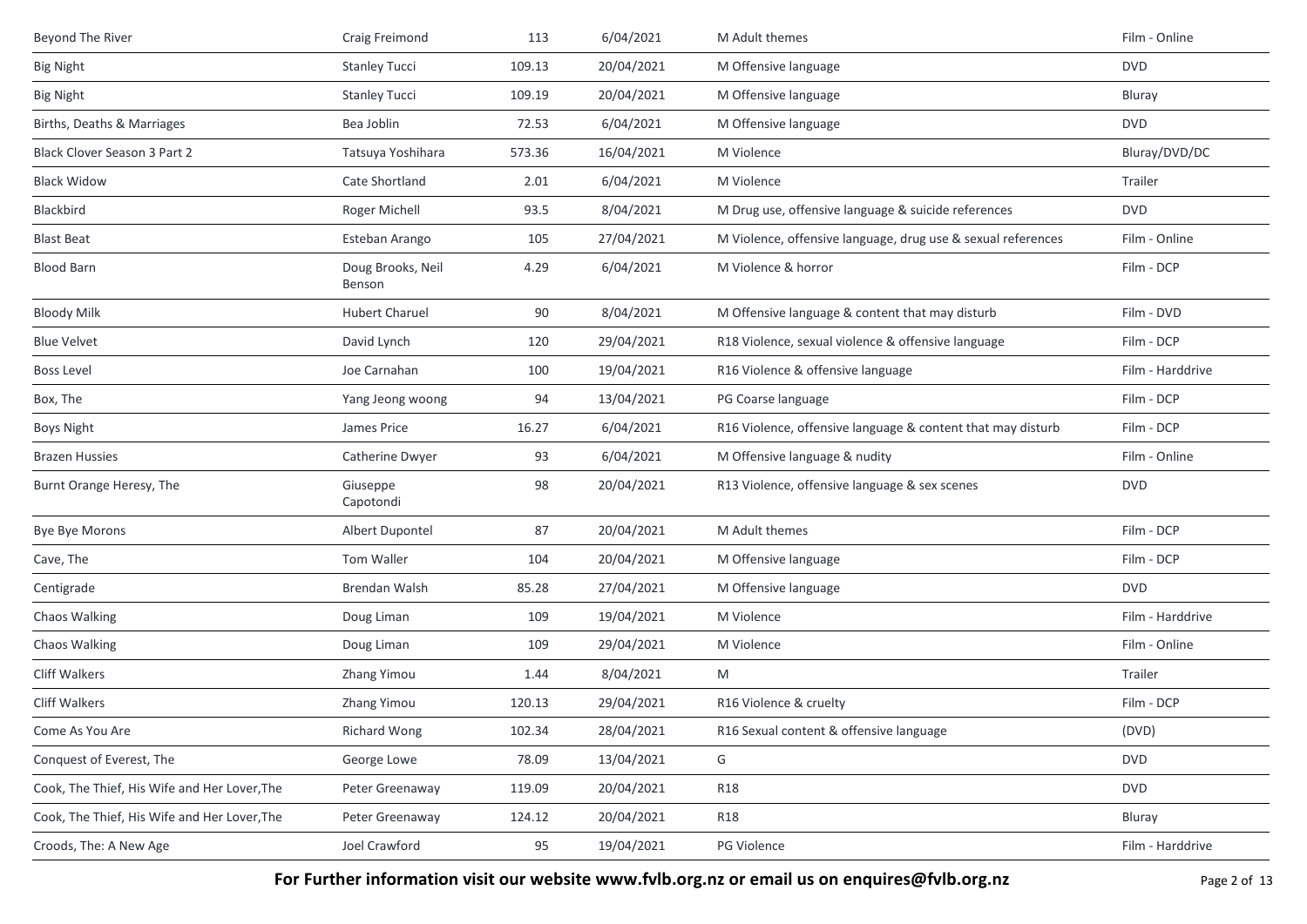| | | | | | |
|---|---|---|---|---|---|
| Beyond The River | Craig Freimond | 113 | 6/04/2021 | M Adult themes | Film - Online |
| Big Night | Stanley Tucci | 109.13 | 20/04/2021 | M Offensive language | DVD |
| Big Night | Stanley Tucci | 109.19 | 20/04/2021 | M Offensive language | Bluray |
| Births, Deaths & Marriages | Bea Joblin | 72.53 | 6/04/2021 | M Offensive language | DVD |
| Black Clover Season 3 Part 2 | Tatsuya Yoshihara | 573.36 | 16/04/2021 | M Violence | Bluray/DVD/DC |
| Black Widow | Cate Shortland | 2.01 | 6/04/2021 | M Violence | Trailer |
| Blackbird | Roger Michell | 93.5 | 8/04/2021 | M Drug use, offensive language & suicide references | DVD |
| Blast Beat | Esteban Arango | 105 | 27/04/2021 | M Violence, offensive language, drug use & sexual references | Film - Online |
| Blood Barn | Doug Brooks, Neil Benson | 4.29 | 6/04/2021 | M Violence & horror | Film - DCP |
| Bloody Milk | Hubert Charuel | 90 | 8/04/2021 | M Offensive language & content that may disturb | Film - DVD |
| Blue Velvet | David Lynch | 120 | 29/04/2021 | R18 Violence, sexual violence & offensive language | Film - DCP |
| Boss Level | Joe Carnahan | 100 | 19/04/2021 | R16 Violence & offensive language | Film - Harddrive |
| Box, The | Yang Jeong woong | 94 | 13/04/2021 | PG Coarse language | Film - DCP |
| Boys Night | James Price | 16.27 | 6/04/2021 | R16 Violence, offensive language & content that may disturb | Film - DCP |
| Brazen Hussies | Catherine Dwyer | 93 | 6/04/2021 | M Offensive language & nudity | Film - Online |
| Burnt Orange Heresy, The | Giuseppe Capotondi | 98 | 20/04/2021 | R13 Violence, offensive language & sex scenes | DVD |
| Bye Bye Morons | Albert Dupontel | 87 | 20/04/2021 | M Adult themes | Film - DCP |
| Cave, The | Tom Waller | 104 | 20/04/2021 | M Offensive language | Film - DCP |
| Centigrade | Brendan Walsh | 85.28 | 27/04/2021 | M Offensive language | DVD |
| Chaos Walking | Doug Liman | 109 | 19/04/2021 | M Violence | Film - Harddrive |
| Chaos Walking | Doug Liman | 109 | 29/04/2021 | M Violence | Film - Online |
| Cliff Walkers | Zhang Yimou | 1.44 | 8/04/2021 | M | Trailer |
| Cliff Walkers | Zhang Yimou | 120.13 | 29/04/2021 | R16 Violence & cruelty | Film - DCP |
| Come As You Are | Richard Wong | 102.34 | 28/04/2021 | R16 Sexual content & offensive language | (DVD) |
| Conquest of Everest, The | George Lowe | 78.09 | 13/04/2021 | G | DVD |
| Cook, The Thief, His Wife and Her Lover,The | Peter Greenaway | 119.09 | 20/04/2021 | R18 | DVD |
| Cook, The Thief, His Wife and Her Lover,The | Peter Greenaway | 124.12 | 20/04/2021 | R18 | Bluray |
| Croods, The: A New Age | Joel Crawford | 95 | 19/04/2021 | PG Violence | Film - Harddrive |

**For Further information visit our website www.fvlb.org.nz or email us on enquires@fvlb.org.nz**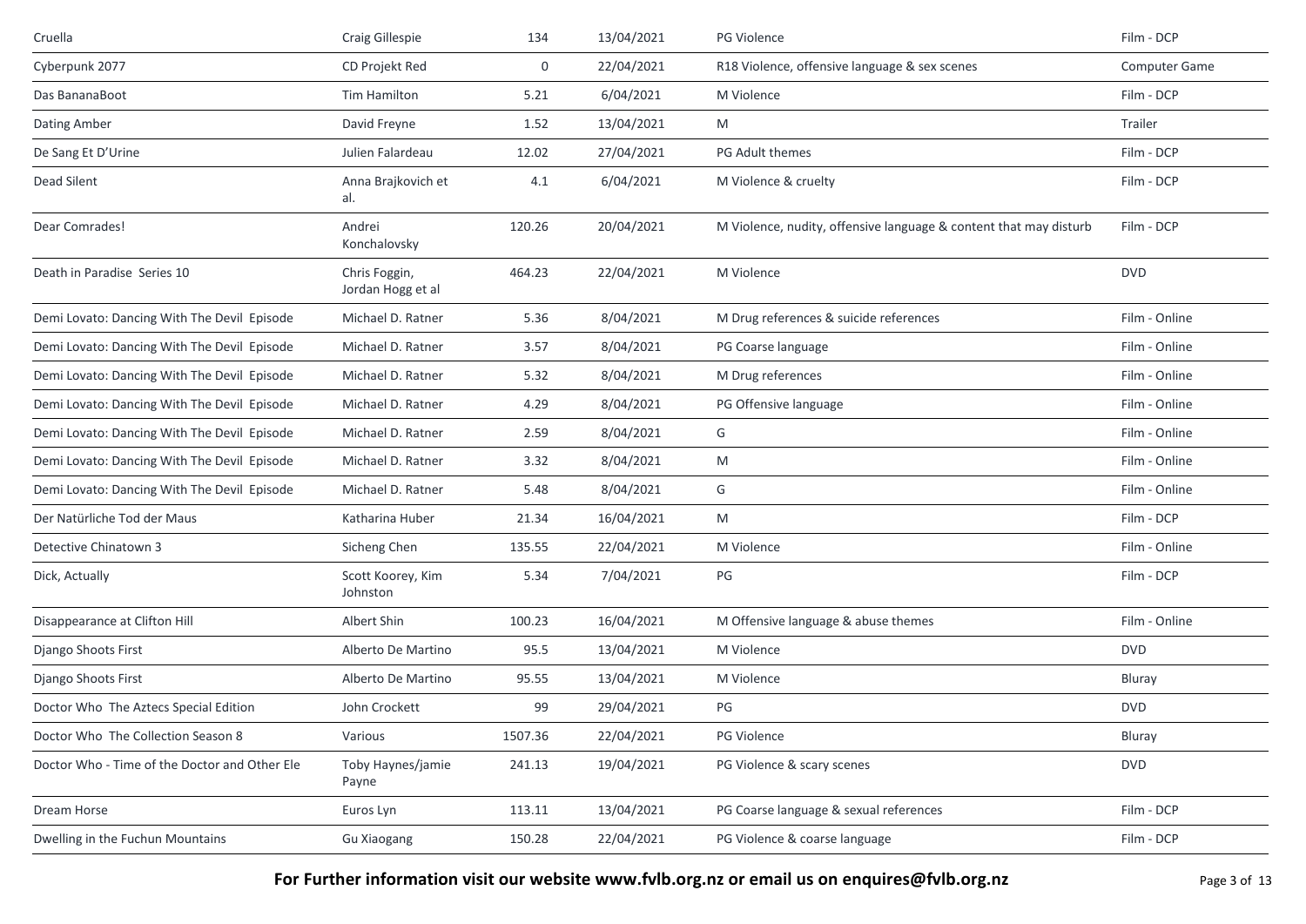| | | | | | |
|---|---|---|---|---|---|
| Cruella | Craig Gillespie | 134 | 13/04/2021 | PG Violence | Film - DCP |
| Cyberpunk 2077 | CD Projekt Red | 0 | 22/04/2021 | R18 Violence, offensive language & sex scenes | Computer Game |
| Das BananaBoot | Tim Hamilton | 5.21 | 6/04/2021 | M Violence | Film - DCP |
| Dating Amber | David Freyne | 1.52 | 13/04/2021 | M | Trailer |
| De Sang Et D'Urine | Julien Falardeau | 12.02 | 27/04/2021 | PG Adult themes | Film - DCP |
| Dead Silent | Anna Brajkovich et al. | 4.1 | 6/04/2021 | M Violence & cruelty | Film - DCP |
| Dear Comrades! | Andrei Konchalovsky | 120.26 | 20/04/2021 | M Violence, nudity, offensive language & content that may disturb | Film - DCP |
| Death in Paradise Series 10 | Chris Foggin, Jordan Hogg et al | 464.23 | 22/04/2021 | M Violence | DVD |
| Demi Lovato: Dancing With The Devil Episode | Michael D. Ratner | 5.36 | 8/04/2021 | M Drug references & suicide references | Film - Online |
| Demi Lovato: Dancing With The Devil Episode | Michael D. Ratner | 3.57 | 8/04/2021 | PG Coarse language | Film - Online |
| Demi Lovato: Dancing With The Devil Episode | Michael D. Ratner | 5.32 | 8/04/2021 | M Drug references | Film - Online |
| Demi Lovato: Dancing With The Devil Episode | Michael D. Ratner | 4.29 | 8/04/2021 | PG Offensive language | Film - Online |
| Demi Lovato: Dancing With The Devil Episode | Michael D. Ratner | 2.59 | 8/04/2021 | G | Film - Online |
| Demi Lovato: Dancing With The Devil Episode | Michael D. Ratner | 3.32 | 8/04/2021 | M | Film - Online |
| Demi Lovato: Dancing With The Devil Episode | Michael D. Ratner | 5.48 | 8/04/2021 | G | Film - Online |
| Der Natürliche Tod der Maus | Katharina Huber | 21.34 | 16/04/2021 | M | Film - DCP |
| Detective Chinatown 3 | Sicheng Chen | 135.55 | 22/04/2021 | M Violence | Film - Online |
| Dick, Actually | Scott Koorey, Kim Johnston | 5.34 | 7/04/2021 | PG | Film - DCP |
| Disappearance at Clifton Hill | Albert Shin | 100.23 | 16/04/2021 | M Offensive language & abuse themes | Film - Online |
| Django Shoots First | Alberto De Martino | 95.5 | 13/04/2021 | M Violence | DVD |
| Django Shoots First | Alberto De Martino | 95.55 | 13/04/2021 | M Violence | Bluray |
| Doctor Who The Aztecs Special Edition | John Crockett | 99 | 29/04/2021 | PG | DVD |
| Doctor Who The Collection Season 8 | Various | 1507.36 | 22/04/2021 | PG Violence | Bluray |
| Doctor Who - Time of the Doctor and Other Ele | Toby Haynes/jamie Payne | 241.13 | 19/04/2021 | PG Violence & scary scenes | DVD |
| Dream Horse | Euros Lyn | 113.11 | 13/04/2021 | PG Coarse language & sexual references | Film - DCP |
| Dwelling in the Fuchun Mountains | Gu Xiaogang | 150.28 | 22/04/2021 | PG Violence & coarse language | Film - DCP |

**For Further information visit our website www.fvlb.org.nz or email us on enquires@fvlb.org.nz**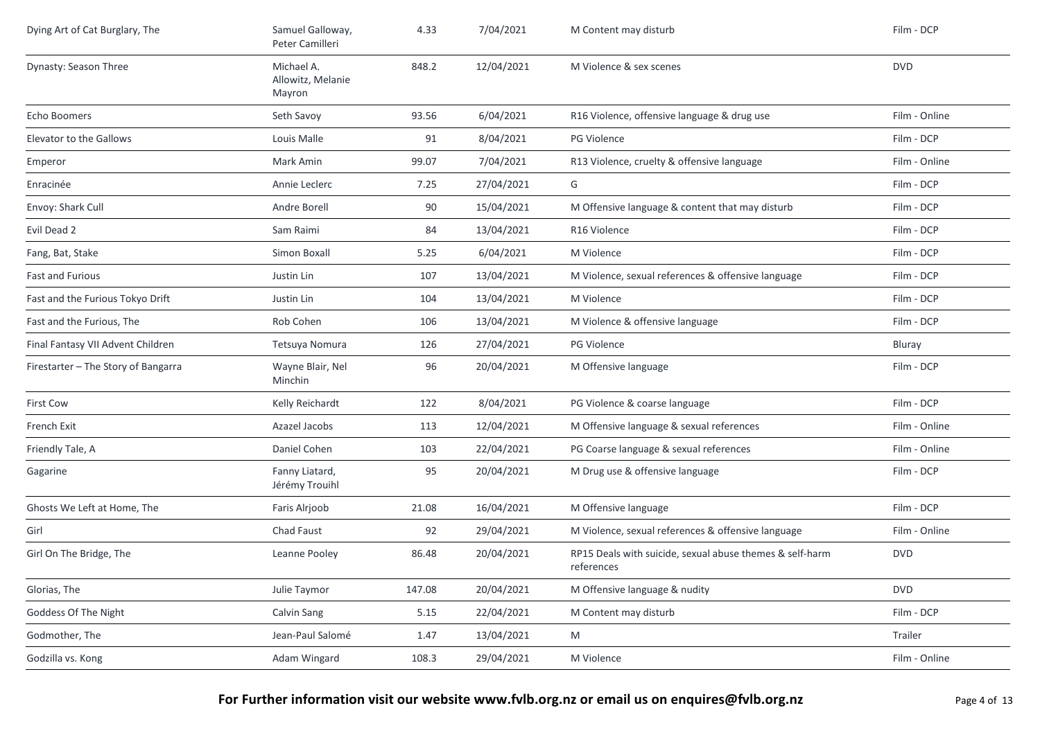| | | | | | |
|---|---|---|---|---|---|
| Dying Art of Cat Burglary, The | Samuel Galloway, Peter Camilleri | 4.33 | 7/04/2021 | M Content may disturb | Film - DCP |
| Dynasty: Season Three | Michael A. Allowitz, Melanie Mayron | 848.2 | 12/04/2021 | M Violence & sex scenes | DVD |
| Echo Boomers | Seth Savoy | 93.56 | 6/04/2021 | R16 Violence, offensive language & drug use | Film - Online |
| Elevator to the Gallows | Louis Malle | 91 | 8/04/2021 | PG Violence | Film - DCP |
| Emperor | Mark Amin | 99.07 | 7/04/2021 | R13 Violence, cruelty & offensive language | Film - Online |
| Enracinée | Annie Leclerc | 7.25 | 27/04/2021 | G | Film - DCP |
| Envoy: Shark Cull | Andre Borell | 90 | 15/04/2021 | M Offensive language & content that may disturb | Film - DCP |
| Evil Dead 2 | Sam Raimi | 84 | 13/04/2021 | R16 Violence | Film - DCP |
| Fang, Bat, Stake | Simon Boxall | 5.25 | 6/04/2021 | M Violence | Film - DCP |
| Fast and Furious | Justin Lin | 107 | 13/04/2021 | M Violence, sexual references & offensive language | Film - DCP |
| Fast and the Furious Tokyo Drift | Justin Lin | 104 | 13/04/2021 | M Violence | Film - DCP |
| Fast and the Furious, The | Rob Cohen | 106 | 13/04/2021 | M Violence & offensive language | Film - DCP |
| Final Fantasy VII Advent Children | Tetsuya Nomura | 126 | 27/04/2021 | PG Violence | Bluray |
| Firestarter – The Story of Bangarra | Wayne Blair, Nel Minchin | 96 | 20/04/2021 | M Offensive language | Film - DCP |
| First Cow | Kelly Reichardt | 122 | 8/04/2021 | PG Violence & coarse language | Film - DCP |
| French Exit | Azazel Jacobs | 113 | 12/04/2021 | M Offensive language & sexual references | Film - Online |
| Friendly Tale, A | Daniel Cohen | 103 | 22/04/2021 | PG Coarse language & sexual references | Film - Online |
| Gagarine | Fanny Liatard, Jérémy Trouihl | 95 | 20/04/2021 | M Drug use & offensive language | Film - DCP |
| Ghosts We Left at Home, The | Faris Alrjoob | 21.08 | 16/04/2021 | M Offensive language | Film - DCP |
| Girl | Chad Faust | 92 | 29/04/2021 | M Violence, sexual references & offensive language | Film - Online |
| Girl On The Bridge, The | Leanne Pooley | 86.48 | 20/04/2021 | RP15 Deals with suicide, sexual abuse themes & self-harm references | DVD |
| Glorias, The | Julie Taymor | 147.08 | 20/04/2021 | M Offensive language & nudity | DVD |
| Goddess Of The Night | Calvin Sang | 5.15 | 22/04/2021 | M Content may disturb | Film - DCP |
| Godmother, The | Jean-Paul Salomé | 1.47 | 13/04/2021 | M | Trailer |
| Godzilla vs. Kong | Adam Wingard | 108.3 | 29/04/2021 | M Violence | Film - Online |

**For Further information visit our website www.fvlb.org.nz or email us on enquires@fvlb.org.nz**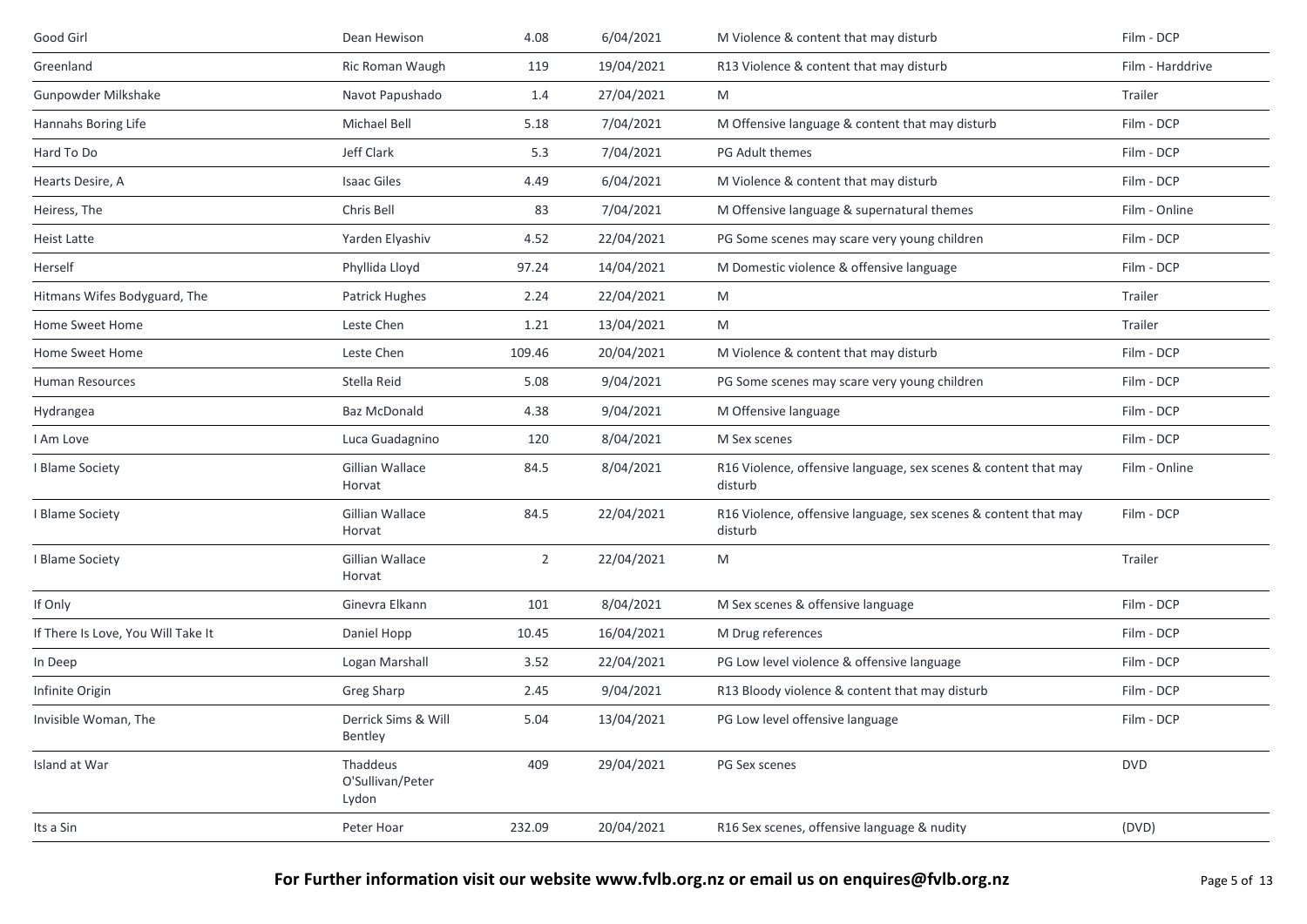| Good Girl | Dean Hewison | 4.08 | 6/04/2021 | M Violence & content that may disturb | Film - DCP |
|---|---|---|---|---|---|
| Greenland | Ric Roman Waugh | 119 | 19/04/2021 | R13 Violence & content that may disturb | Film - Harddrive |
| Gunpowder Milkshake | Navot Papushado | 1.4 | 27/04/2021 | M | Trailer |
| Hannahs Boring Life | Michael Bell | 5.18 | 7/04/2021 | M Offensive language & content that may disturb | Film - DCP |
| Hard To Do | Jeff Clark | 5.3 | 7/04/2021 | PG Adult themes | Film - DCP |
| Hearts Desire, A | Isaac Giles | 4.49 | 6/04/2021 | M Violence & content that may disturb | Film - DCP |
| Heiress, The | Chris Bell | 83 | 7/04/2021 | M Offensive language & supernatural themes | Film - Online |
| Heist Latte | Yarden Elyashiv | 4.52 | 22/04/2021 | PG Some scenes may scare very young children | Film - DCP |
| Herself | Phyllida Lloyd | 97.24 | 14/04/2021 | M Domestic violence & offensive language | Film - DCP |
| Hitmans Wifes Bodyguard, The | Patrick Hughes | 2.24 | 22/04/2021 | M | Trailer |
| Home Sweet Home | Leste Chen | 1.21 | 13/04/2021 | M | Trailer |
| Home Sweet Home | Leste Chen | 109.46 | 20/04/2021 | M Violence & content that may disturb | Film - DCP |
| Human Resources | Stella Reid | 5.08 | 9/04/2021 | PG Some scenes may scare very young children | Film - DCP |
| Hydrangea | Baz McDonald | 4.38 | 9/04/2021 | M Offensive language | Film - DCP |
| I Am Love | Luca Guadagnino | 120 | 8/04/2021 | M Sex scenes | Film - DCP |
| I Blame Society | Gillian Wallace Horvat | 84.5 | 8/04/2021 | R16 Violence, offensive language, sex scenes & content that may disturb | Film - Online |
| I Blame Society | Gillian Wallace Horvat | 84.5 | 22/04/2021 | R16 Violence, offensive language, sex scenes & content that may disturb | Film - DCP |
| I Blame Society | Gillian Wallace Horvat | 2 | 22/04/2021 | M | Trailer |
| If Only | Ginevra Elkann | 101 | 8/04/2021 | M Sex scenes & offensive language | Film - DCP |
| If There Is Love, You Will Take It | Daniel Hopp | 10.45 | 16/04/2021 | M Drug references | Film - DCP |
| In Deep | Logan Marshall | 3.52 | 22/04/2021 | PG Low level violence & offensive language | Film - DCP |
| Infinite Origin | Greg Sharp | 2.45 | 9/04/2021 | R13 Bloody violence & content that may disturb | Film - DCP |
| Invisible Woman, The | Derrick Sims & Will Bentley | 5.04 | 13/04/2021 | PG Low level offensive language | Film - DCP |
| Island at War | Thaddeus O'Sullivan/Peter Lydon | 409 | 29/04/2021 | PG Sex scenes | DVD |
| Its a Sin | Peter Hoar | 232.09 | 20/04/2021 | R16 Sex scenes, offensive language & nudity | (DVD) |

**For Further information visit our website www.fvlb.org.nz or email us on enquires@fvlb.org.nz**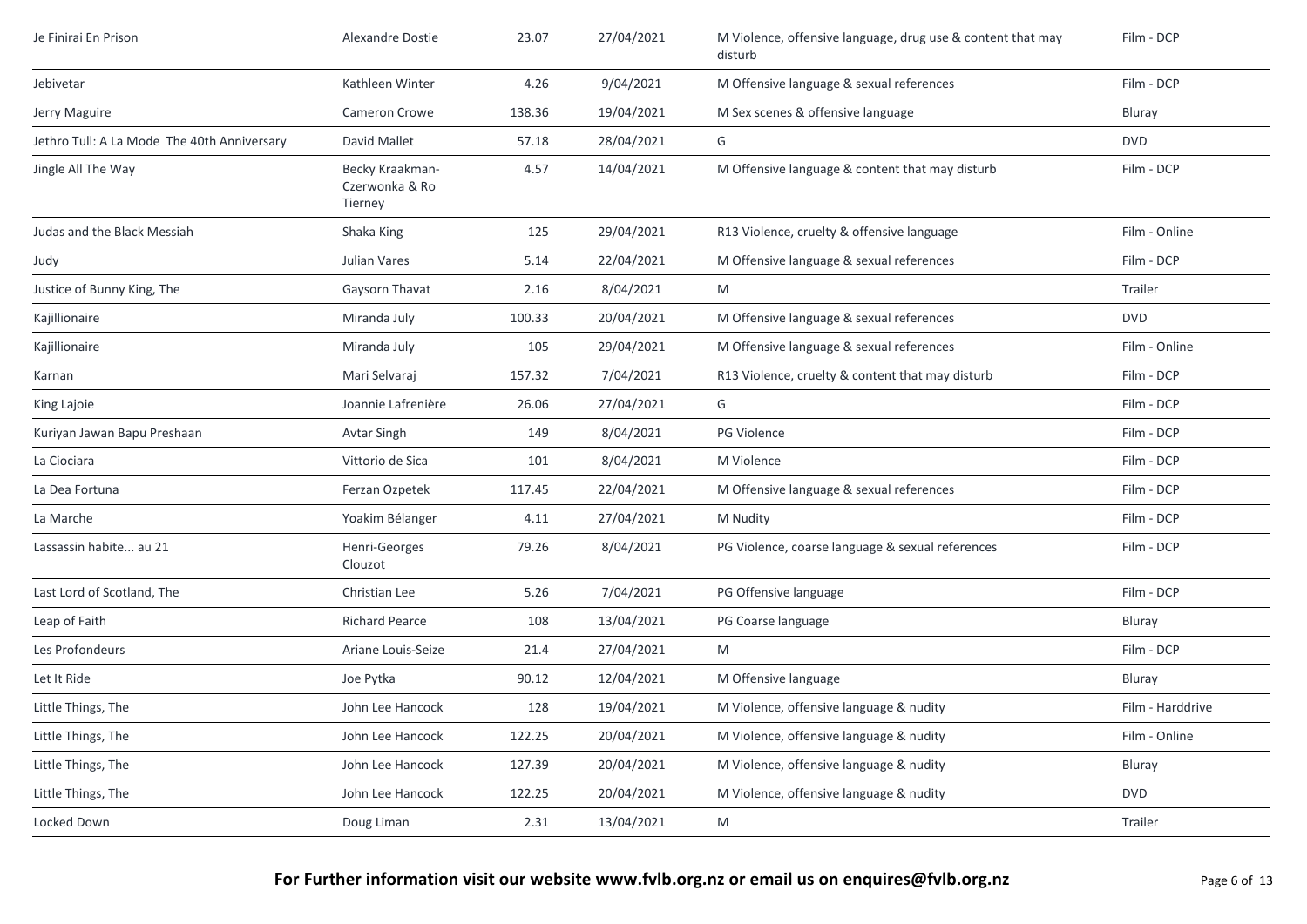| Je Finirai En Prison | Alexandre Dostie | 23.07 | 27/04/2021 | M Violence, offensive language, drug use & content that may disturb | Film - DCP |
|---|---|---|---|---|---|
| Jebivetar | Kathleen Winter | 4.26 | 9/04/2021 | M Offensive language & sexual references | Film - DCP |
| Jerry Maguire | Cameron Crowe | 138.36 | 19/04/2021 | M Sex scenes & offensive language | Bluray |
| Jethro Tull: A La Mode The 40th Anniversary | David Mallet | 57.18 | 28/04/2021 | G | DVD |
| Jingle All The Way | Becky Kraakman-Czerwonka & Ro Tierney | 4.57 | 14/04/2021 | M Offensive language & content that may disturb | Film - DCP |
| Judas and the Black Messiah | Shaka King | 125 | 29/04/2021 | R13 Violence, cruelty & offensive language | Film - Online |
| Judy | Julian Vares | 5.14 | 22/04/2021 | M Offensive language & sexual references | Film - DCP |
| Justice of Bunny King, The | Gaysorn Thavat | 2.16 | 8/04/2021 | M | Trailer |
| Kajillionaire | Miranda July | 100.33 | 20/04/2021 | M Offensive language & sexual references | DVD |
| Kajillionaire | Miranda July | 105 | 29/04/2021 | M Offensive language & sexual references | Film - Online |
| Karnan | Mari Selvaraj | 157.32 | 7/04/2021 | R13 Violence, cruelty & content that may disturb | Film - DCP |
| King Lajoie | Joannie Lafrenière | 26.06 | 27/04/2021 | G | Film - DCP |
| Kuriyan Jawan Bapu Preshaan | Avtar Singh | 149 | 8/04/2021 | PG Violence | Film - DCP |
| La Ciociara | Vittorio de Sica | 101 | 8/04/2021 | M Violence | Film - DCP |
| La Dea Fortuna | Ferzan Ozpetek | 117.45 | 22/04/2021 | M Offensive language & sexual references | Film - DCP |
| La Marche | Yoakim Bélanger | 4.11 | 27/04/2021 | M Nudity | Film - DCP |
| Lassassin habite... au 21 | Henri-Georges Clouzot | 79.26 | 8/04/2021 | PG Violence, coarse language & sexual references | Film - DCP |
| Last Lord of Scotland, The | Christian Lee | 5.26 | 7/04/2021 | PG Offensive language | Film - DCP |
| Leap of Faith | Richard Pearce | 108 | 13/04/2021 | PG Coarse language | Bluray |
| Les Profondeurs | Ariane Louis-Seize | 21.4 | 27/04/2021 | M | Film - DCP |
| Let It Ride | Joe Pytka | 90.12 | 12/04/2021 | M Offensive language | Bluray |
| Little Things, The | John Lee Hancock | 128 | 19/04/2021 | M Violence, offensive language & nudity | Film - Harddrive |
| Little Things, The | John Lee Hancock | 122.25 | 20/04/2021 | M Violence, offensive language & nudity | Film - Online |
| Little Things, The | John Lee Hancock | 127.39 | 20/04/2021 | M Violence, offensive language & nudity | Bluray |
| Little Things, The | John Lee Hancock | 122.25 | 20/04/2021 | M Violence, offensive language & nudity | DVD |
| Locked Down | Doug Liman | 2.31 | 13/04/2021 | M | Trailer |

**For Further information visit our website www.fvlb.org.nz or email us on enquires@fvlb.org.nz**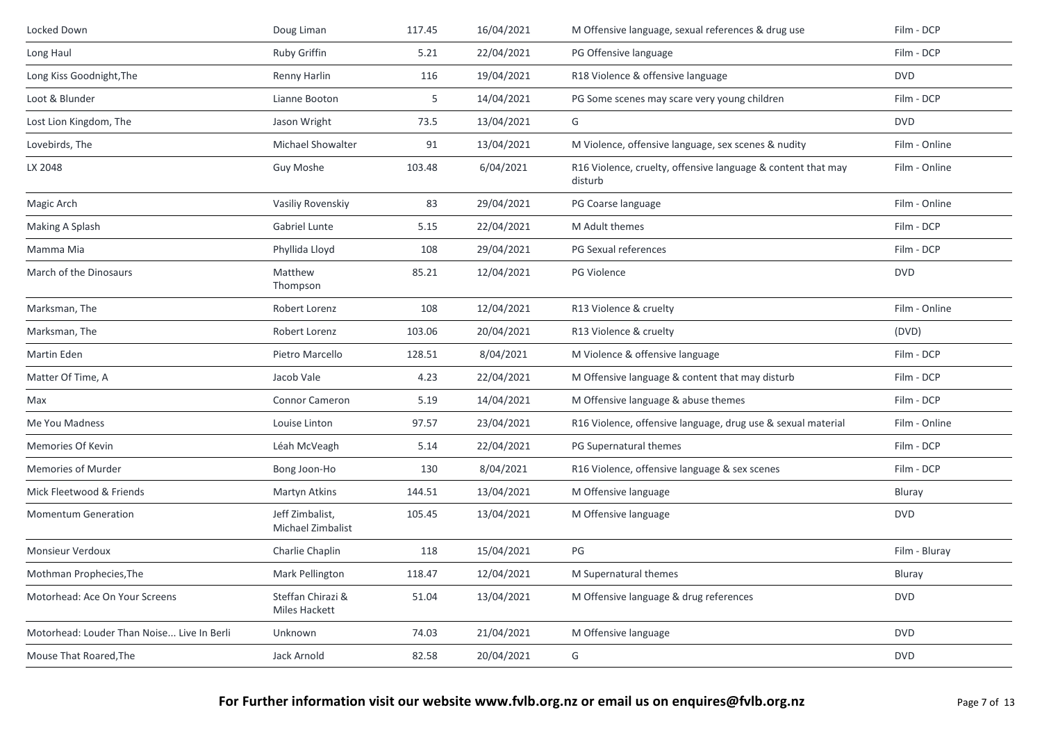| | | | | | |
|---|---|---|---|---|---|
| Locked Down | Doug Liman | 117.45 | 16/04/2021 | M Offensive language, sexual references & drug use | Film - DCP |
| Long Haul | Ruby Griffin | 5.21 | 22/04/2021 | PG Offensive language | Film - DCP |
| Long Kiss Goodnight,The | Renny Harlin | 116 | 19/04/2021 | R18 Violence & offensive language | DVD |
| Loot & Blunder | Lianne Booton | 5 | 14/04/2021 | PG Some scenes may scare very young children | Film - DCP |
| Lost Lion Kingdom, The | Jason Wright | 73.5 | 13/04/2021 | G | DVD |
| Lovebirds, The | Michael Showalter | 91 | 13/04/2021 | M Violence, offensive language, sex scenes & nudity | Film - Online |
| LX 2048 | Guy Moshe | 103.48 | 6/04/2021 | R16 Violence, cruelty, offensive language & content that may disturb | Film - Online |
| Magic Arch | Vasiliy Rovenskiy | 83 | 29/04/2021 | PG Coarse language | Film - Online |
| Making A Splash | Gabriel Lunte | 5.15 | 22/04/2021 | M Adult themes | Film - DCP |
| Mamma Mia | Phyllida Lloyd | 108 | 29/04/2021 | PG Sexual references | Film - DCP |
| March of the Dinosaurs | Matthew Thompson | 85.21 | 12/04/2021 | PG Violence | DVD |
| Marksman, The | Robert Lorenz | 108 | 12/04/2021 | R13 Violence & cruelty | Film - Online |
| Marksman, The | Robert Lorenz | 103.06 | 20/04/2021 | R13 Violence & cruelty | (DVD) |
| Martin Eden | Pietro Marcello | 128.51 | 8/04/2021 | M Violence & offensive language | Film - DCP |
| Matter Of Time, A | Jacob Vale | 4.23 | 22/04/2021 | M Offensive language & content that may disturb | Film - DCP |
| Max | Connor Cameron | 5.19 | 14/04/2021 | M Offensive language & abuse themes | Film - DCP |
| Me You Madness | Louise Linton | 97.57 | 23/04/2021 | R16 Violence, offensive language, drug use & sexual material | Film - Online |
| Memories Of Kevin | Léah McVeagh | 5.14 | 22/04/2021 | PG Supernatural themes | Film - DCP |
| Memories of Murder | Bong Joon-Ho | 130 | 8/04/2021 | R16 Violence, offensive language & sex scenes | Film - DCP |
| Mick Fleetwood & Friends | Martyn Atkins | 144.51 | 13/04/2021 | M Offensive language | Bluray |
| Momentum Generation | Jeff Zimbalist, Michael Zimbalist | 105.45 | 13/04/2021 | M Offensive language | DVD |
| Monsieur Verdoux | Charlie Chaplin | 118 | 15/04/2021 | PG | Film - Bluray |
| Mothman Prophecies,The | Mark Pellington | 118.47 | 12/04/2021 | M Supernatural themes | Bluray |
| Motorhead: Ace On Your Screens | Steffan Chirazi & Miles Hackett | 51.04 | 13/04/2021 | M Offensive language & drug references | DVD |
| Motorhead: Louder Than Noise... Live In Berli | Unknown | 74.03 | 21/04/2021 | M Offensive language | DVD |
| Mouse That Roared,The | Jack Arnold | 82.58 | 20/04/2021 | G | DVD |

**For Further information visit our website www.fvlb.org.nz or email us on enquires@fvlb.org.nz**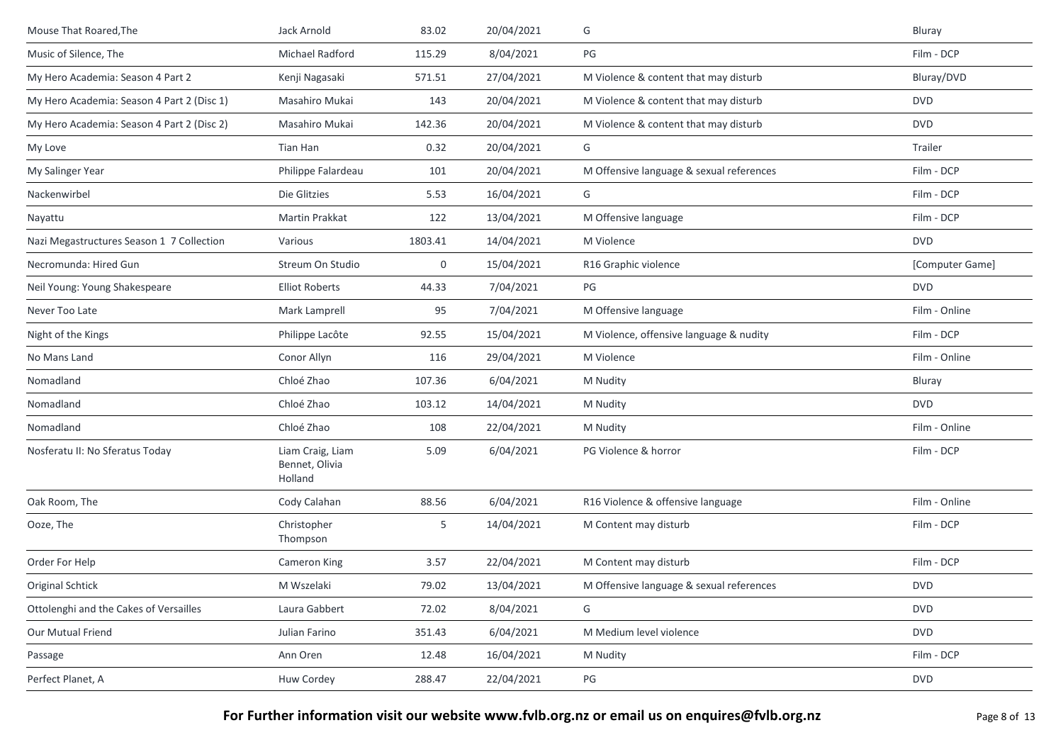| | | | | | |
|---|---|---|---|---|---|
| Mouse That Roared,The | Jack Arnold | 83.02 | 20/04/2021 | G | Bluray |
| Music of Silence, The | Michael Radford | 115.29 | 8/04/2021 | PG | Film - DCP |
| My Hero Academia: Season 4 Part 2 | Kenji Nagasaki | 571.51 | 27/04/2021 | M Violence & content that may disturb | Bluray/DVD |
| My Hero Academia: Season 4 Part 2 (Disc 1) | Masahiro Mukai | 143 | 20/04/2021 | M Violence & content that may disturb | DVD |
| My Hero Academia: Season 4 Part 2 (Disc 2) | Masahiro Mukai | 142.36 | 20/04/2021 | M Violence & content that may disturb | DVD |
| My Love | Tian Han | 0.32 | 20/04/2021 | G | Trailer |
| My Salinger Year | Philippe Falardeau | 101 | 20/04/2021 | M Offensive language & sexual references | Film - DCP |
| Nackenwirbel | Die Glitzies | 5.53 | 16/04/2021 | G | Film - DCP |
| Nayattu | Martin Prakkat | 122 | 13/04/2021 | M Offensive language | Film - DCP |
| Nazi Megastructures Season 1 7 Collection | Various | 1803.41 | 14/04/2021 | M Violence | DVD |
| Necromunda: Hired Gun | Streum On Studio | 0 | 15/04/2021 | R16 Graphic violence | [Computer Game] |
| Neil Young: Young Shakespeare | Elliot Roberts | 44.33 | 7/04/2021 | PG | DVD |
| Never Too Late | Mark Lamprell | 95 | 7/04/2021 | M Offensive language | Film - Online |
| Night of the Kings | Philippe Lacôte | 92.55 | 15/04/2021 | M Violence, offensive language & nudity | Film - DCP |
| No Mans Land | Conor Allyn | 116 | 29/04/2021 | M Violence | Film - Online |
| Nomadland | Chloé Zhao | 107.36 | 6/04/2021 | M Nudity | Bluray |
| Nomadland | Chloé Zhao | 103.12 | 14/04/2021 | M Nudity | DVD |
| Nomadland | Chloé Zhao | 108 | 22/04/2021 | M Nudity | Film - Online |
| Nosferatu II: No Sferatus Today | Liam Craig, Liam Bennet, Olivia Holland | 5.09 | 6/04/2021 | PG Violence & horror | Film - DCP |
| Oak Room, The | Cody Calahan | 88.56 | 6/04/2021 | R16 Violence & offensive language | Film - Online |
| Ooze, The | Christopher Thompson | 5 | 14/04/2021 | M Content may disturb | Film - DCP |
| Order For Help | Cameron King | 3.57 | 22/04/2021 | M Content may disturb | Film - DCP |
| Original Schtick | M Wszelaki | 79.02 | 13/04/2021 | M Offensive language & sexual references | DVD |
| Ottolenghi and the Cakes of Versailles | Laura Gabbert | 72.02 | 8/04/2021 | G | DVD |
| Our Mutual Friend | Julian Farino | 351.43 | 6/04/2021 | M Medium level violence | DVD |
| Passage | Ann Oren | 12.48 | 16/04/2021 | M Nudity | Film - DCP |
| Perfect Planet, A | Huw Cordey | 288.47 | 22/04/2021 | PG | DVD |

**For Further information visit our website www.fvlb.org.nz or email us on enquires@fvlb.org.nz**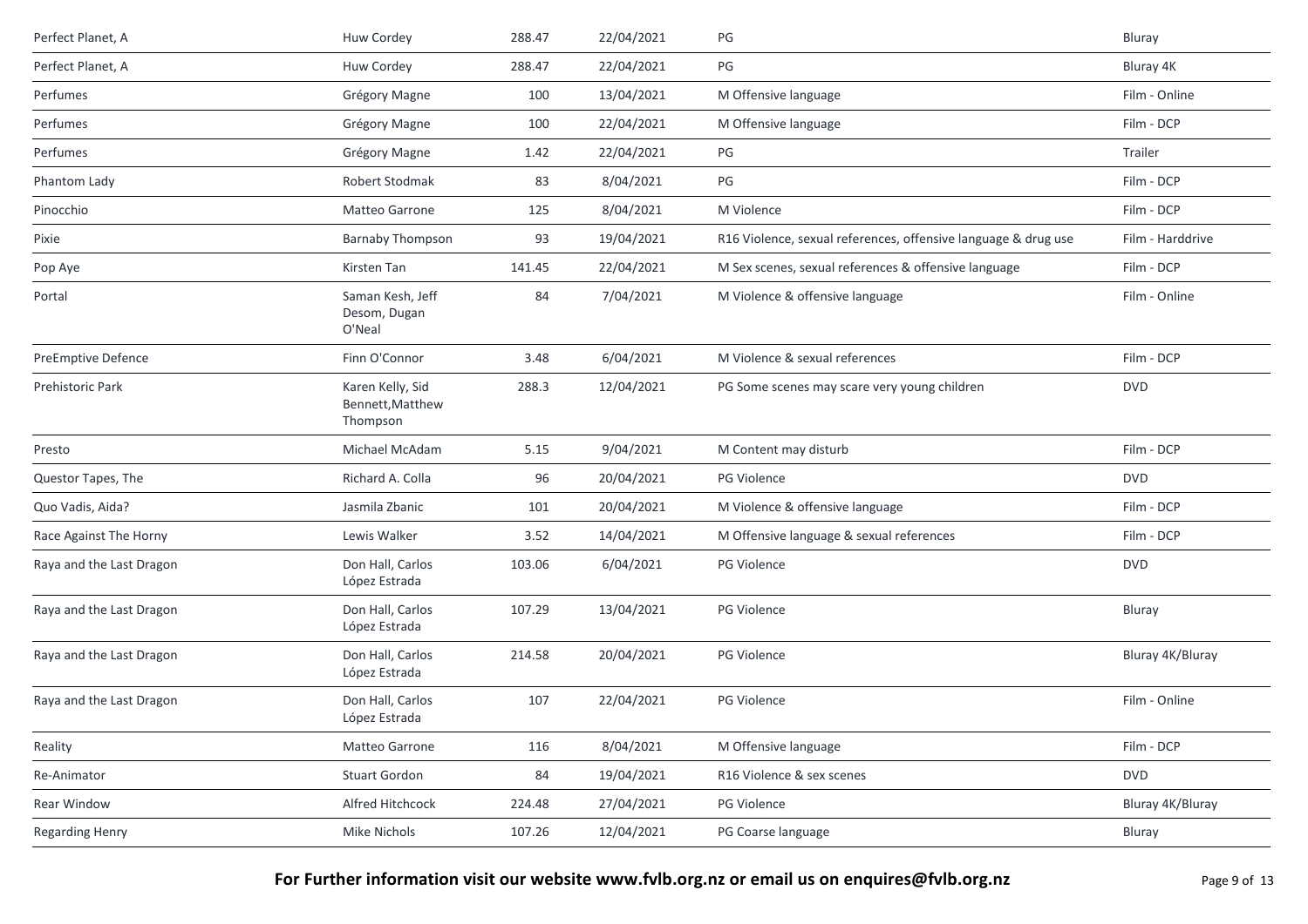| | | | | | |
|---|---|---|---|---|---|
| Perfect Planet, A | Huw Cordey | 288.47 | 22/04/2021 | PG | Bluray |
| Perfect Planet, A | Huw Cordey | 288.47 | 22/04/2021 | PG | Bluray 4K |
| Perfumes | Grégory Magne | 100 | 13/04/2021 | M Offensive language | Film - Online |
| Perfumes | Grégory Magne | 100 | 22/04/2021 | M Offensive language | Film - DCP |
| Perfumes | Grégory Magne | 1.42 | 22/04/2021 | PG | Trailer |
| Phantom Lady | Robert Stodmak | 83 | 8/04/2021 | PG | Film - DCP |
| Pinocchio | Matteo Garrone | 125 | 8/04/2021 | M Violence | Film - DCP |
| Pixie | Barnaby Thompson | 93 | 19/04/2021 | R16 Violence, sexual references, offensive language & drug use | Film - Harddrive |
| Pop Aye | Kirsten Tan | 141.45 | 22/04/2021 | M Sex scenes, sexual references & offensive language | Film - DCP |
| Portal | Saman Kesh, Jeff Desom, Dugan O'Neal | 84 | 7/04/2021 | M Violence & offensive language | Film - Online |
| PreEmptive Defence | Finn O'Connor | 3.48 | 6/04/2021 | M Violence & sexual references | Film - DCP |
| Prehistoric Park | Karen Kelly, Sid Bennett,Matthew Thompson | 288.3 | 12/04/2021 | PG Some scenes may scare very young children | DVD |
| Presto | Michael McAdam | 5.15 | 9/04/2021 | M Content may disturb | Film - DCP |
| Questor Tapes, The | Richard A. Colla | 96 | 20/04/2021 | PG Violence | DVD |
| Quo Vadis, Aida? | Jasmila Zbanic | 101 | 20/04/2021 | M Violence & offensive language | Film - DCP |
| Race Against The Horny | Lewis Walker | 3.52 | 14/04/2021 | M Offensive language & sexual references | Film - DCP |
| Raya and the Last Dragon | Don Hall, Carlos López Estrada | 103.06 | 6/04/2021 | PG Violence | DVD |
| Raya and the Last Dragon | Don Hall, Carlos López Estrada | 107.29 | 13/04/2021 | PG Violence | Bluray |
| Raya and the Last Dragon | Don Hall, Carlos López Estrada | 214.58 | 20/04/2021 | PG Violence | Bluray 4K/Bluray |
| Raya and the Last Dragon | Don Hall, Carlos López Estrada | 107 | 22/04/2021 | PG Violence | Film - Online |
| Reality | Matteo Garrone | 116 | 8/04/2021 | M Offensive language | Film - DCP |
| Re-Animator | Stuart Gordon | 84 | 19/04/2021 | R16 Violence & sex scenes | DVD |
| Rear Window | Alfred Hitchcock | 224.48 | 27/04/2021 | PG Violence | Bluray 4K/Bluray |
| Regarding Henry | Mike Nichols | 107.26 | 12/04/2021 | PG Coarse language | Bluray |

**For Further information visit our website www.fvlb.org.nz or email us on enquires@fvlb.org.nz**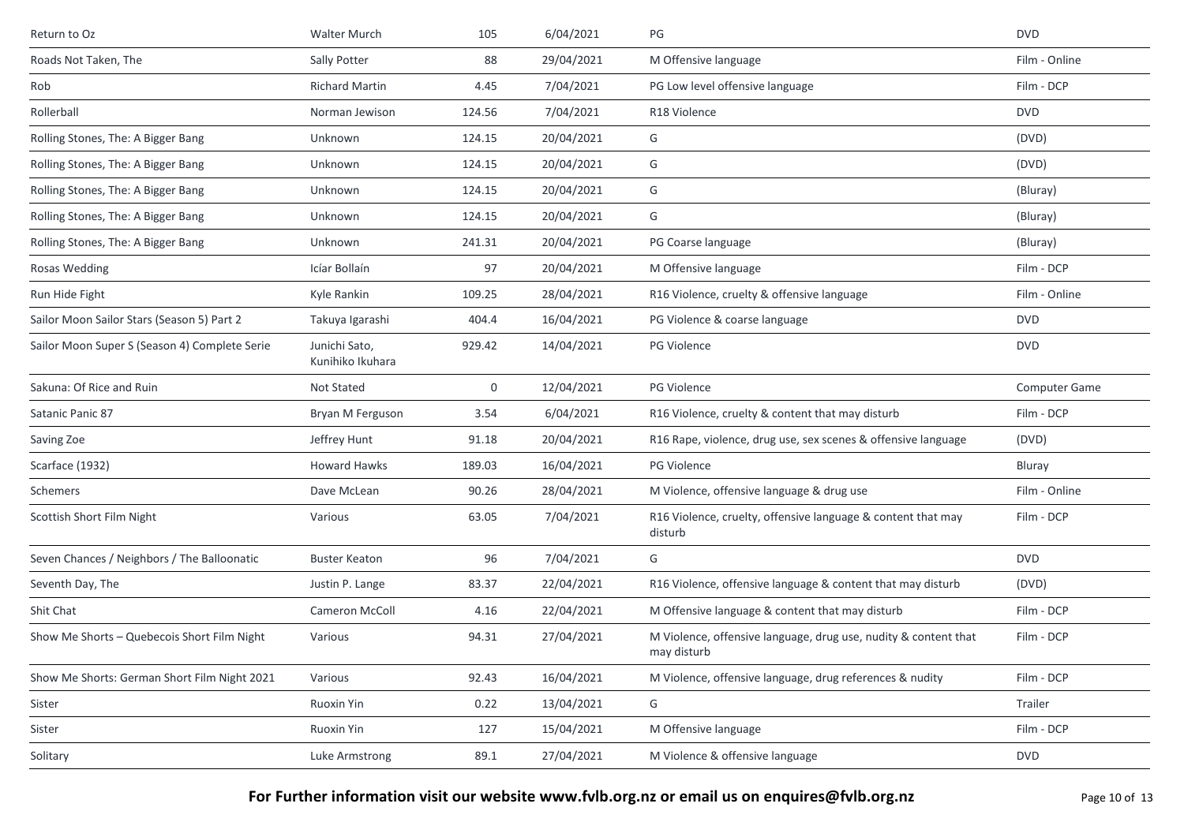| Return to Oz | Walter Murch | 105 | 6/04/2021 | PG | DVD |
|---|---|---|---|---|---|
| Roads Not Taken, The | Sally Potter | 88 | 29/04/2021 | M Offensive language | Film - Online |
| Rob | Richard Martin | 4.45 | 7/04/2021 | PG Low level offensive language | Film - DCP |
| Rollerball | Norman Jewison | 124.56 | 7/04/2021 | R18 Violence | DVD |
| Rolling Stones, The: A Bigger Bang | Unknown | 124.15 | 20/04/2021 | G | (DVD) |
| Rolling Stones, The: A Bigger Bang | Unknown | 124.15 | 20/04/2021 | G | (DVD) |
| Rolling Stones, The: A Bigger Bang | Unknown | 124.15 | 20/04/2021 | G | (Bluray) |
| Rolling Stones, The: A Bigger Bang | Unknown | 124.15 | 20/04/2021 | G | (Bluray) |
| Rolling Stones, The: A Bigger Bang | Unknown | 241.31 | 20/04/2021 | PG Coarse language | (Bluray) |
| Rosas Wedding | Icíar Bollaín | 97 | 20/04/2021 | M Offensive language | Film - DCP |
| Run Hide Fight | Kyle Rankin | 109.25 | 28/04/2021 | R16 Violence, cruelty & offensive language | Film - Online |
| Sailor Moon Sailor Stars (Season 5) Part 2 | Takuya Igarashi | 404.4 | 16/04/2021 | PG Violence & coarse language | DVD |
| Sailor Moon Super S (Season 4) Complete Serie | Junichi Sato, Kunihiko Ikuhara | 929.42 | 14/04/2021 | PG Violence | DVD |
| Sakuna: Of Rice and Ruin | Not Stated | 0 | 12/04/2021 | PG Violence | Computer Game |
| Satanic Panic 87 | Bryan M Ferguson | 3.54 | 6/04/2021 | R16 Violence, cruelty & content that may disturb | Film - DCP |
| Saving Zoe | Jeffrey Hunt | 91.18 | 20/04/2021 | R16 Rape, violence, drug use, sex scenes & offensive language | (DVD) |
| Scarface (1932) | Howard Hawks | 189.03 | 16/04/2021 | PG Violence | Bluray |
| Schemers | Dave McLean | 90.26 | 28/04/2021 | M Violence, offensive language & drug use | Film - Online |
| Scottish Short Film Night | Various | 63.05 | 7/04/2021 | R16 Violence, cruelty, offensive language & content that may disturb | Film - DCP |
| Seven Chances / Neighbors / The Balloonatic | Buster Keaton | 96 | 7/04/2021 | G | DVD |
| Seventh Day, The | Justin P. Lange | 83.37 | 22/04/2021 | R16 Violence, offensive language & content that may disturb | (DVD) |
| Shit Chat | Cameron McColl | 4.16 | 22/04/2021 | M Offensive language & content that may disturb | Film - DCP |
| Show Me Shorts – Quebecois Short Film Night | Various | 94.31 | 27/04/2021 | M Violence, offensive language, drug use, nudity & content that may disturb | Film - DCP |
| Show Me Shorts: German Short Film Night 2021 | Various | 92.43 | 16/04/2021 | M Violence, offensive language, drug references & nudity | Film - DCP |
| Sister | Ruoxin Yin | 0.22 | 13/04/2021 | G | Trailer |
| Sister | Ruoxin Yin | 127 | 15/04/2021 | M Offensive language | Film - DCP |
| Solitary | Luke Armstrong | 89.1 | 27/04/2021 | M Violence & offensive language | DVD |

**For Further information visit our website www.fvlb.org.nz or email us on enquires@fvlb.org.nz**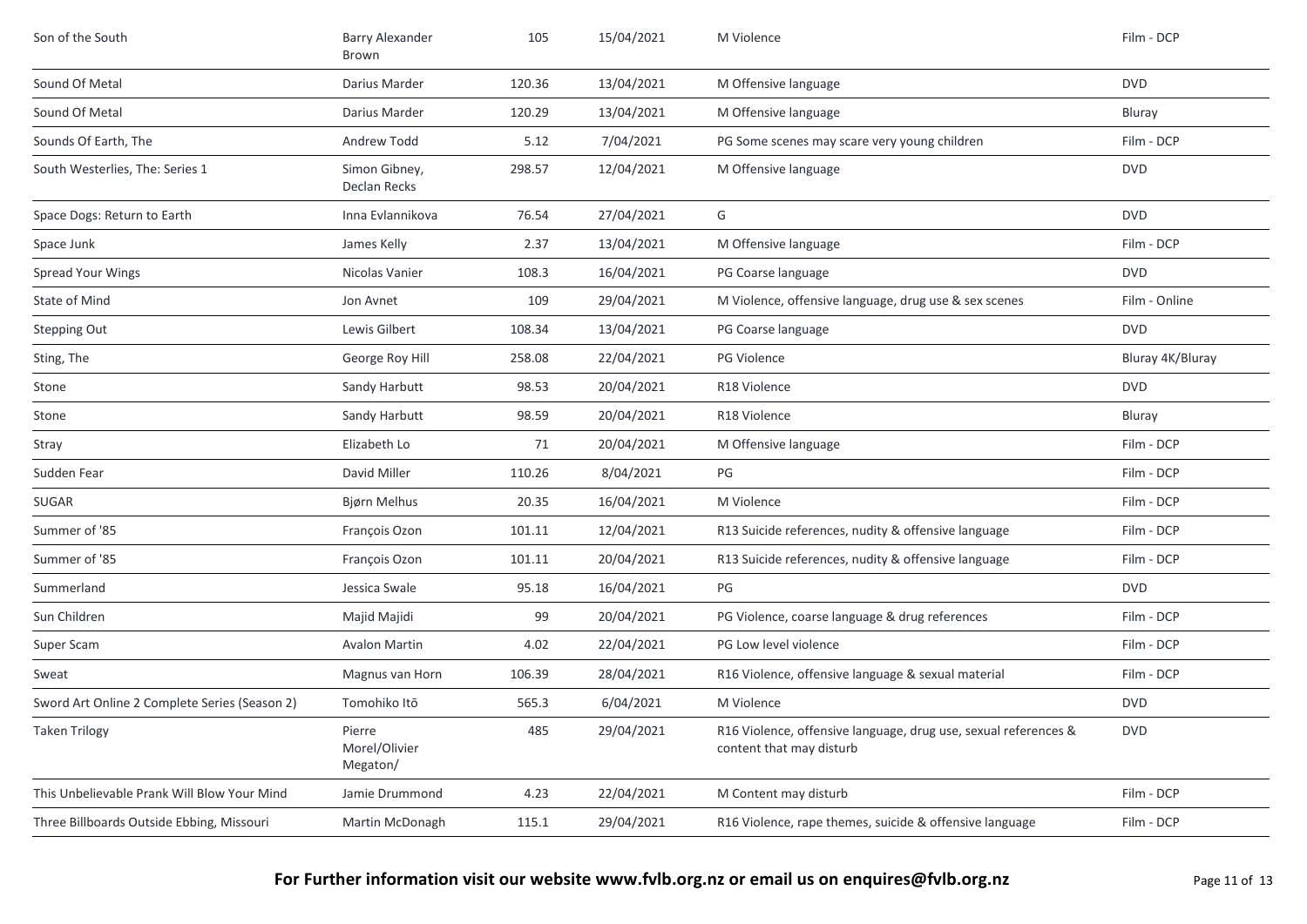| Son of the South | Barry Alexander Brown | 105 | 15/04/2021 | M Violence | Film - DCP |
|---|---|---|---|---|---|
| Sound Of Metal | Darius Marder | 120.36 | 13/04/2021 | M Offensive language | DVD |
| Sound Of Metal | Darius Marder | 120.29 | 13/04/2021 | M Offensive language | Bluray |
| Sounds Of Earth, The | Andrew Todd | 5.12 | 7/04/2021 | PG Some scenes may scare very young children | Film - DCP |
| South Westerlies, The: Series 1 | Simon Gibney, Declan Recks | 298.57 | 12/04/2021 | M Offensive language | DVD |
| Space Dogs: Return to Earth | Inna Evlannikova | 76.54 | 27/04/2021 | G | DVD |
| Space Junk | James Kelly | 2.37 | 13/04/2021 | M Offensive language | Film - DCP |
| Spread Your Wings | Nicolas Vanier | 108.3 | 16/04/2021 | PG Coarse language | DVD |
| State of Mind | Jon Avnet | 109 | 29/04/2021 | M Violence, offensive language, drug use & sex scenes | Film - Online |
| Stepping Out | Lewis Gilbert | 108.34 | 13/04/2021 | PG Coarse language | DVD |
| Sting, The | George Roy Hill | 258.08 | 22/04/2021 | PG Violence | Bluray 4K/Bluray |
| Stone | Sandy Harbutt | 98.53 | 20/04/2021 | R18 Violence | DVD |
| Stone | Sandy Harbutt | 98.59 | 20/04/2021 | R18 Violence | Bluray |
| Stray | Elizabeth Lo | 71 | 20/04/2021 | M Offensive language | Film - DCP |
| Sudden Fear | David Miller | 110.26 | 8/04/2021 | PG | Film - DCP |
| SUGAR | Bjørn Melhus | 20.35 | 16/04/2021 | M Violence | Film - DCP |
| Summer of '85 | François Ozon | 101.11 | 12/04/2021 | R13 Suicide references, nudity & offensive language | Film - DCP |
| Summer of '85 | François Ozon | 101.11 | 20/04/2021 | R13 Suicide references, nudity & offensive language | Film - DCP |
| Summerland | Jessica Swale | 95.18 | 16/04/2021 | PG | DVD |
| Sun Children | Majid Majidi | 99 | 20/04/2021 | PG Violence, coarse language & drug references | Film - DCP |
| Super Scam | Avalon Martin | 4.02 | 22/04/2021 | PG Low level violence | Film - DCP |
| Sweat | Magnus van Horn | 106.39 | 28/04/2021 | R16 Violence, offensive language & sexual material | Film - DCP |
| Sword Art Online 2 Complete Series (Season 2) | Tomohiko Itō | 565.3 | 6/04/2021 | M Violence | DVD |
| Taken Trilogy | Pierre Morel/Olivier Megaton/ | 485 | 29/04/2021 | R16 Violence, offensive language, drug use, sexual references & content that may disturb | DVD |
| This Unbelievable Prank Will Blow Your Mind | Jamie Drummond | 4.23 | 22/04/2021 | M Content may disturb | Film - DCP |
| Three Billboards Outside Ebbing, Missouri | Martin McDonagh | 115.1 | 29/04/2021 | R16 Violence, rape themes, suicide & offensive language | Film - DCP |

**For Further information visit our website www.fvlb.org.nz or email us on enquires@fvlb.org.nz**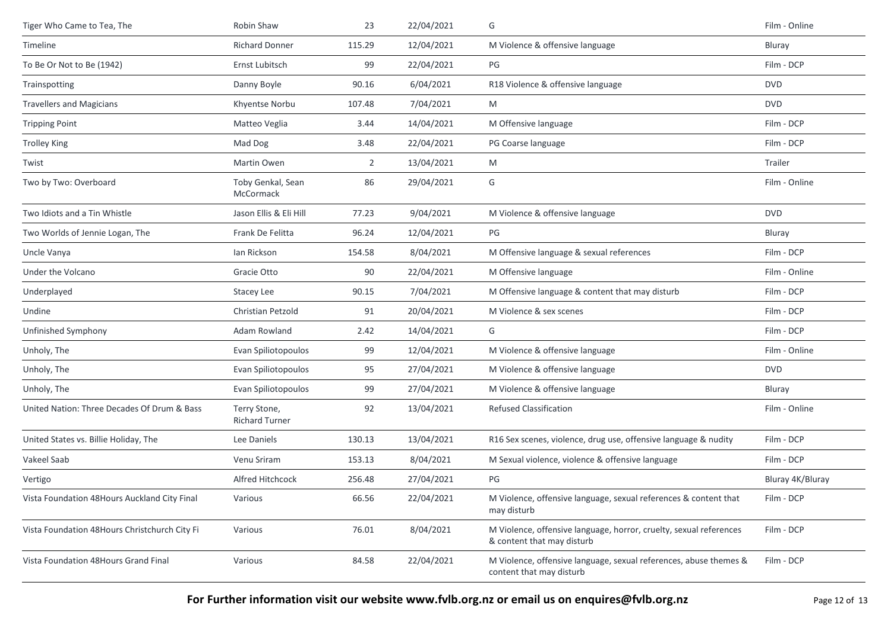| | | | | | |
|---|---|---|---|---|---|
| Tiger Who Came to Tea, The | Robin Shaw | 23 | 22/04/2021 | G | Film - Online |
| Timeline | Richard Donner | 115.29 | 12/04/2021 | M Violence & offensive language | Bluray |
| To Be Or Not to Be (1942) | Ernst Lubitsch | 99 | 22/04/2021 | PG | Film - DCP |
| Trainspotting | Danny Boyle | 90.16 | 6/04/2021 | R18 Violence & offensive language | DVD |
| Travellers and Magicians | Khyentse Norbu | 107.48 | 7/04/2021 | M | DVD |
| Tripping Point | Matteo Veglia | 3.44 | 14/04/2021 | M Offensive language | Film - DCP |
| Trolley King | Mad Dog | 3.48 | 22/04/2021 | PG Coarse language | Film - DCP |
| Twist | Martin Owen | 2 | 13/04/2021 | M | Trailer |
| Two by Two: Overboard | Toby Genkal, Sean McCormack | 86 | 29/04/2021 | G | Film - Online |
| Two Idiots and a Tin Whistle | Jason Ellis & Eli Hill | 77.23 | 9/04/2021 | M Violence & offensive language | DVD |
| Two Worlds of Jennie Logan, The | Frank De Felitta | 96.24 | 12/04/2021 | PG | Bluray |
| Uncle Vanya | Ian Rickson | 154.58 | 8/04/2021 | M Offensive language & sexual references | Film - DCP |
| Under the Volcano | Gracie Otto | 90 | 22/04/2021 | M Offensive language | Film - Online |
| Underplayed | Stacey Lee | 90.15 | 7/04/2021 | M Offensive language & content that may disturb | Film - DCP |
| Undine | Christian Petzold | 91 | 20/04/2021 | M Violence & sex scenes | Film - DCP |
| Unfinished Symphony | Adam Rowland | 2.42 | 14/04/2021 | G | Film - DCP |
| Unholy, The | Evan Spiliotopoulos | 99 | 12/04/2021 | M Violence & offensive language | Film - Online |
| Unholy, The | Evan Spiliotopoulos | 95 | 27/04/2021 | M Violence & offensive language | DVD |
| Unholy, The | Evan Spiliotopoulos | 99 | 27/04/2021 | M Violence & offensive language | Bluray |
| United Nation: Three Decades Of Drum & Bass | Terry Stone, Richard Turner | 92 | 13/04/2021 | Refused Classification | Film - Online |
| United States vs. Billie Holiday, The | Lee Daniels | 130.13 | 13/04/2021 | R16 Sex scenes, violence, drug use, offensive language & nudity | Film - DCP |
| Vakeel Saab | Venu Sriram | 153.13 | 8/04/2021 | M Sexual violence, violence & offensive language | Film - DCP |
| Vertigo | Alfred Hitchcock | 256.48 | 27/04/2021 | PG | Bluray 4K/Bluray |
| Vista Foundation 48Hours Auckland City Final | Various | 66.56 | 22/04/2021 | M Violence, offensive language, sexual references & content that may disturb | Film - DCP |
| Vista Foundation 48Hours Christchurch City Fi | Various | 76.01 | 8/04/2021 | M Violence, offensive language, horror, cruelty, sexual references & content that may disturb | Film - DCP |
| Vista Foundation 48Hours Grand Final | Various | 84.58 | 22/04/2021 | M Violence, offensive language, sexual references, abuse themes & content that may disturb | Film - DCP |

**For Further information visit our website www.fvlb.org.nz or email us on enquires@fvlb.org.nz**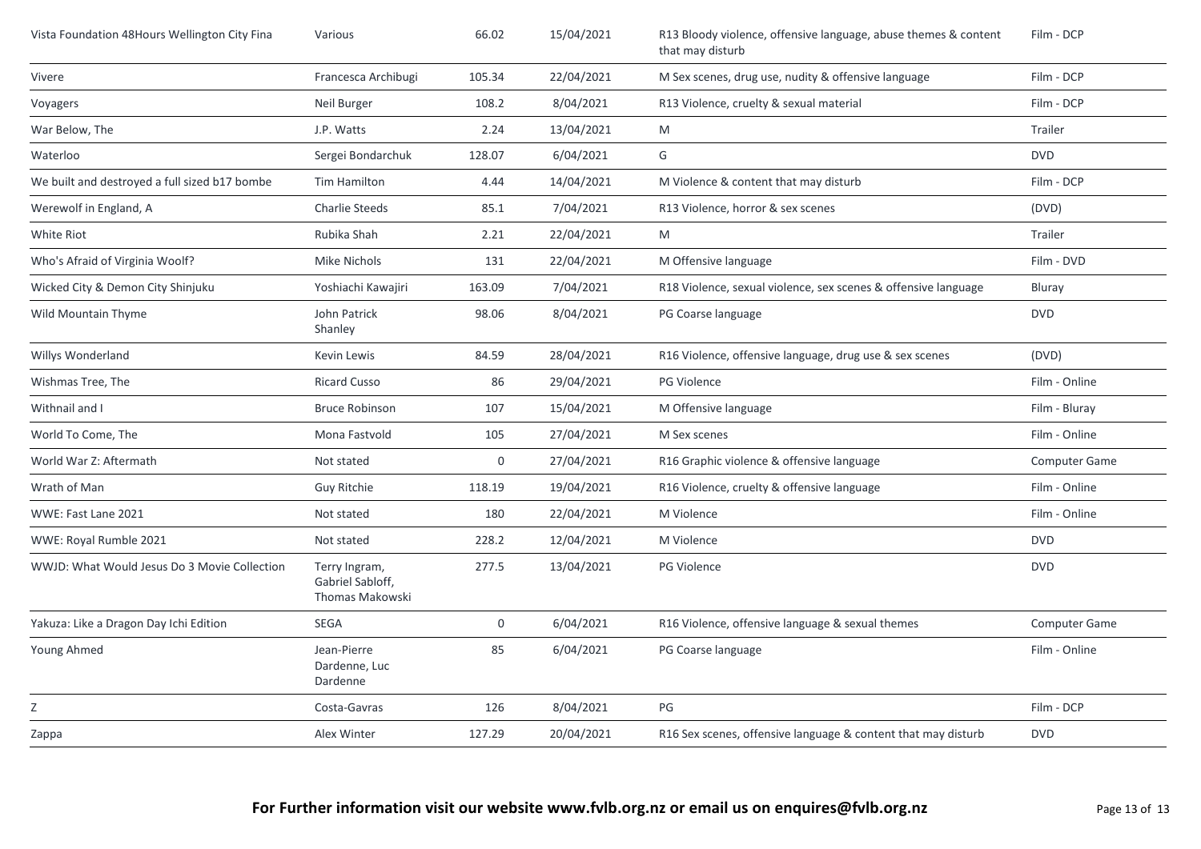| | | | | | |
|---|---|---|---|---|---|
| Vista Foundation 48Hours Wellington City Fina | Various | 66.02 | 15/04/2021 | R13 Bloody violence, offensive language, abuse themes & content that may disturb | Film - DCP |
| Vivere | Francesca Archibugi | 105.34 | 22/04/2021 | M Sex scenes, drug use, nudity & offensive language | Film - DCP |
| Voyagers | Neil Burger | 108.2 | 8/04/2021 | R13 Violence, cruelty & sexual material | Film - DCP |
| War Below, The | J.P. Watts | 2.24 | 13/04/2021 | M | Trailer |
| Waterloo | Sergei Bondarchuk | 128.07 | 6/04/2021 | G | DVD |
| We built and destroyed a full sized b17 bombe | Tim Hamilton | 4.44 | 14/04/2021 | M Violence & content that may disturb | Film - DCP |
| Werewolf in England, A | Charlie Steeds | 85.1 | 7/04/2021 | R13 Violence, horror & sex scenes | (DVD) |
| White Riot | Rubika Shah | 2.21 | 22/04/2021 | M | Trailer |
| Who's Afraid of Virginia Woolf? | Mike Nichols | 131 | 22/04/2021 | M Offensive language | Film - DVD |
| Wicked City & Demon City Shinjuku | Yoshiachi Kawajiri | 163.09 | 7/04/2021 | R18 Violence, sexual violence, sex scenes & offensive language | Bluray |
| Wild Mountain Thyme | John Patrick Shanley | 98.06 | 8/04/2021 | PG Coarse language | DVD |
| Willys Wonderland | Kevin Lewis | 84.59 | 28/04/2021 | R16 Violence, offensive language, drug use & sex scenes | (DVD) |
| Wishmas Tree, The | Ricard Cusso | 86 | 29/04/2021 | PG Violence | Film - Online |
| Withnail and I | Bruce Robinson | 107 | 15/04/2021 | M Offensive language | Film - Bluray |
| World To Come, The | Mona Fastvold | 105 | 27/04/2021 | M Sex scenes | Film - Online |
| World War Z: Aftermath | Not stated | 0 | 27/04/2021 | R16 Graphic violence & offensive language | Computer Game |
| Wrath of Man | Guy Ritchie | 118.19 | 19/04/2021 | R16 Violence, cruelty & offensive language | Film - Online |
| WWE: Fast Lane 2021 | Not stated | 180 | 22/04/2021 | M Violence | Film - Online |
| WWE: Royal Rumble 2021 | Not stated | 228.2 | 12/04/2021 | M Violence | DVD |
| WWJD: What Would Jesus Do 3 Movie Collection | Terry Ingram, Gabriel Sabloff, Thomas Makowski | 277.5 | 13/04/2021 | PG Violence | DVD |
| Yakuza: Like a Dragon Day Ichi Edition | SEGA | 0 | 6/04/2021 | R16 Violence, offensive language & sexual themes | Computer Game |
| Young Ahmed | Jean-Pierre Dardenne, Luc Dardenne | 85 | 6/04/2021 | PG Coarse language | Film - Online |
| Z | Costa-Gavras | 126 | 8/04/2021 | PG | Film - DCP |
| Zappa | Alex Winter | 127.29 | 20/04/2021 | R16 Sex scenes, offensive language & content that may disturb | DVD |

**For Further information visit our website www.fvlb.org.nz or email us on enquires@fvlb.org.nz**